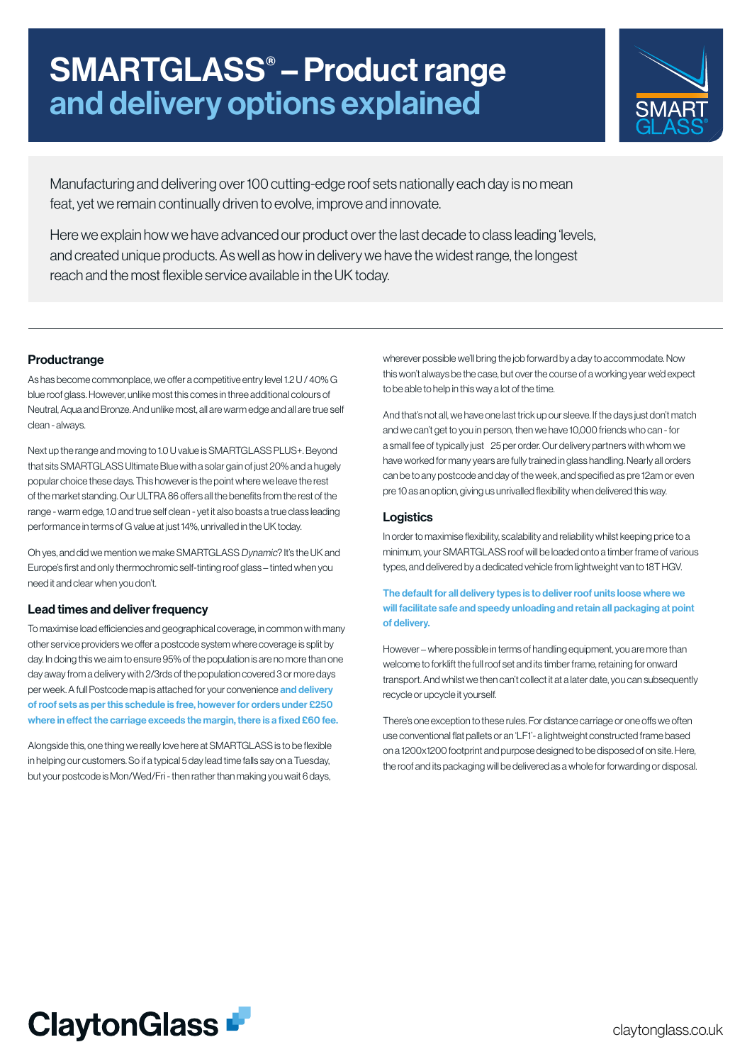# SMARTGLASS® – Product range and delivery options explained

Manufacturing and delivering over 100 cutting-edge roof sets nationally each day is no mean feat, yet we remain continually driven to evolve, improve and innovate.

Here we explain how we have advanced our product over the last decade to class leading 'levels, and created unique products. As well as how in delivery we have the widest range, the longest reach and the most flexible service available in the UK today.

## Productrange

As has become commonplace, we offer a competitive entry level 1.2 U / 40% G blue roof glass. However, unlike most this comes in three additional colours of Neutral, Aqua and Bronze. And unlike most, all are warm edge and all are true self clean - always.

Next up the range and moving to 1.0 U value is SMARTGLASS PLUS+. Beyond that sits SMARTGLASS Ultimate Blue with a solar gain of just 20% and a hugely popular choice these days. This however is the point where we leave the rest of the market standing. Our ULTRA 86 offers all the benefits from the rest of the range - warm edge, 1.0 and true self clean - yet it also boasts a true class leading performance in terms of G value at just 14%, unrivalled in the UK today.

Oh yes, and did we mention we make SMARTGLASS *Dynamic*? It's the UK and Europe's first and only thermochromic self-tinting roof glass – tinted when you need it and clear when you don't.

## Lead times and deliver frequency

To maximise load efficiencies and geographical coverage, in common with many other service providers we offer a postcode system where coverage is split by day. In doing this we aim to ensure 95% of the population is are no more than one day away from a delivery with 2/3rds of the population covered 3 or more days per week. A full Postcode map is attached for your convenience **and delivery of roof sets as per this schedule is free, however for orders under £250 where in effect the carriage exceeds the margin, there is a fixed £60 fee.**

Alongside this, one thing we really love here at SMARTGLASS is to be flexible in helping our customers. So if a typical 5 day lead time falls say on a Tuesday, but your postcode is Mon/Wed/Fri - then rather than making you wait 6 days, wherever possible we'll bring the job forward by a day to accommodate. Now this won't always be the case, but over the course of a working year we'd expect to be able to help in this way a lot of the time.

And that's not all, we have one last trick up our sleeve. If the days just don't match and we can't get to you in person, then we have 10,000 friends who can - for a small fee of typically just 25 per order. Our delivery partners with whom we have worked for many years are fully trained in glass handling. Nearly all orders can be to any postcode and day of the week, and specified as pre 12am or even pre 10 as an option, giving us unrivalled flexibility when delivered this way.

## Logistics

In order to maximise flexibility, scalability and reliability whilst keeping price to a minimum, your SMARTGLASS roof will be loaded onto a timber frame of various types, and delivered by a dedicated vehicle from lightweight van to 18T HGV.

**The default for all delivery types is to deliver roof units loose where we will facilitate safe and speedy unloading and retain all packaging at point of delivery.**

However – where possible in terms of handling equipment, you are more than welcome to forklift the full roof set and its timber frame, retaining for onward transport. And whilst we then can't collect it at a later date, you can subsequently recycle or upcycle it yourself.

There's one exception to these rules. For distance carriage or one offs we often use conventional flat pallets or an 'LF1' - a lightweight constructed frame based on a 1200x1200 footprint and purpose designed to be disposed of on site. Here, the roof and its packaging will be delivered as a whole for forwarding or disposal.

ClaytonGlass

claytonglass.co.uk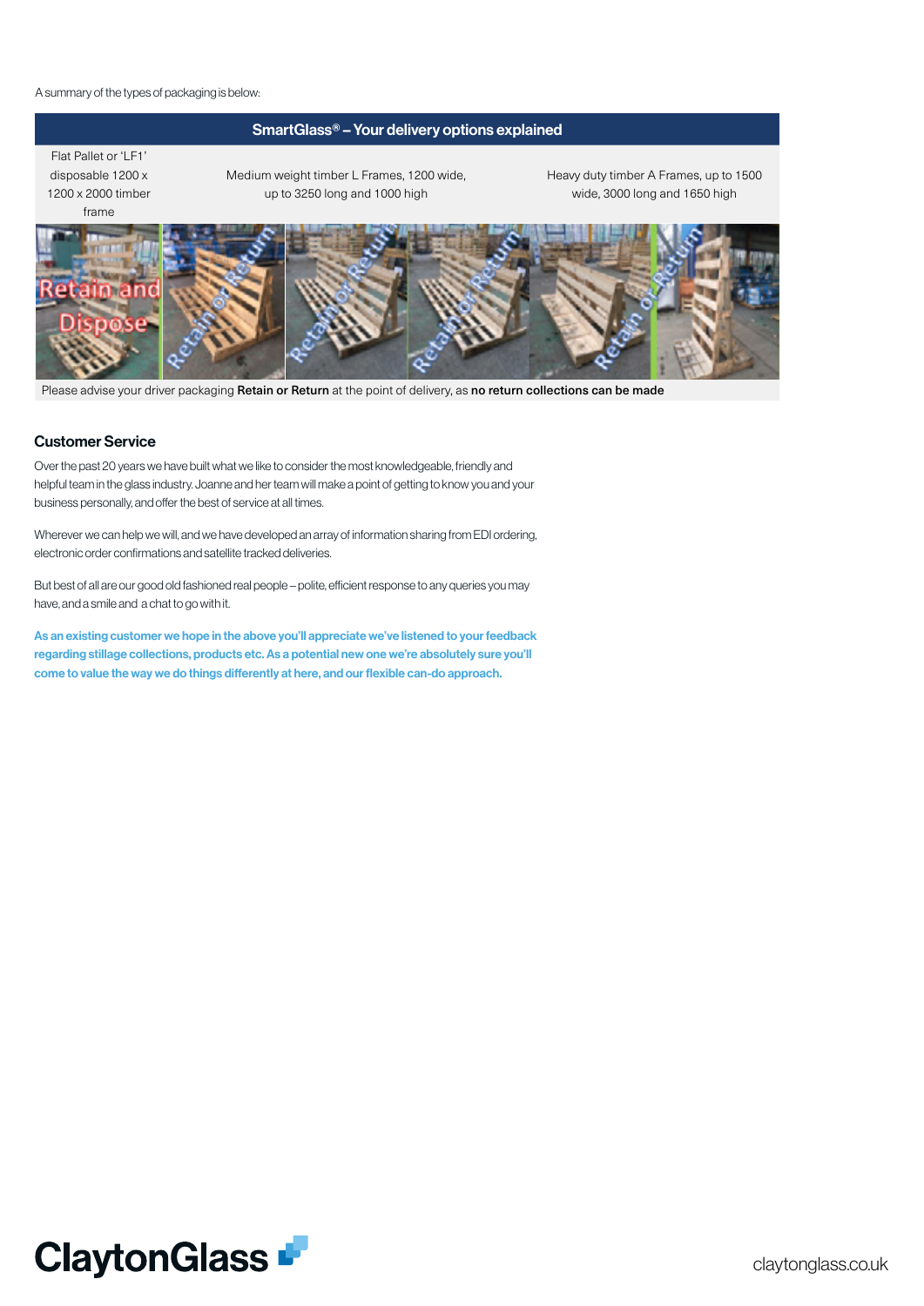A summary of the types of packaging is below:

| SmartGlass® – Your delivery options explained | | |
|---|---|---|
| Flat Pallet or 'LF1' disposable 1200 x 1200 x 2000 timber frame | Medium weight timber L Frames, 1200 wide, up to 3250 long and 1000 high | Heavy duty timber A Frames, up to 1500 wide, 3000 long and 1650 high |

Please advise your driver packaging **Retain or Return** at the point of delivery, as **no return collections can be made**

## Customer Service

Over the past 20 years we have built what we like to consider the most knowledgeable, friendly and helpful team in the glass industry. Joanne and her team will make a point of getting to know you and your business personally, and offer the best of service at all times.

Wherever we can help we will, and we have developed an array of information sharing from EDI ordering, electronic order confirmations and satellite tracked deliveries.

But best of all are our good old fashioned real people – polite, efficient response to any queries you may have, and a smile and a chat to go with it.

**As an existing customer we hope in the above you'll appreciate we've listened to your feedback regarding stillage collections, products etc. As a potential new one we're absolutely sure you'll come to value the way we do things differently at here, and our flexible can-do approach.**

ClaytonGlass

claytonglass.co.uk